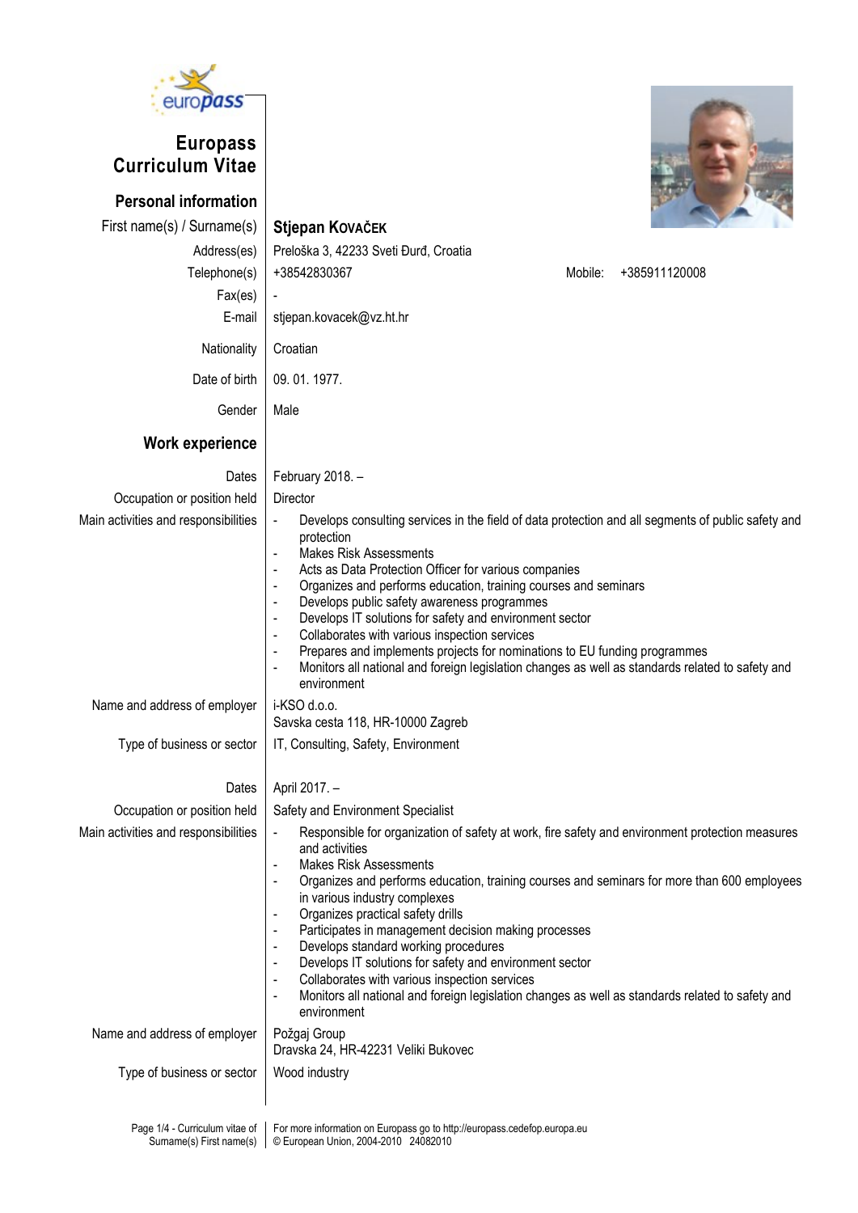# Europass Curriculum Vitae

## Personal information

| | |
|---|---|
| First name(s) / Surname(s) | **Stjepan Kovaček** |
| Address(es) | Preloška 3, 42233 Sveti Đurđ, Croatia |
| Telephone(s) | +38542830367 Mobile: +385911120008 |
| Fax(es) | - |
| E-mail | stjepan.kovacek@vz.ht.hr |
| Nationality | Croatian |
| Date of birth | 09. 01. 1977. |
| Gender | Male |

## Work experience

| | |
|---|---|
| Dates | February 2018. – |
| Occupation or position held | Director |
| Main activities and responsibilities | - Develops consulting services in the field of data protection and all segments of public safety and protection<br>- Makes Risk Assessments<br>- Acts as Data Protection Officer for various companies<br>- Organizes and performs education, training courses and seminars<br>- Develops public safety awareness programmes<br>- Develops IT solutions for safety and environment sector<br>- Collaborates with various inspection services<br>- Prepares and implements projects for nominations to EU funding programmes<br>- Monitors all national and foreign legislation changes as well as standards related to safety and environment |
| Name and address of employer | i-KSO d.o.o.<br>Savska cesta 118, HR-10000 Zagreb |
| Type of business or sector | IT, Consulting, Safety, Environment |

| | |
|---|---|
| Dates | April 2017. – |
| Occupation or position held | Safety and Environment Specialist |
| Main activities and responsibilities | - Responsible for organization of safety at work, fire safety and environment protection measures and activities<br>- Makes Risk Assessments<br>- Organizes and performs education, training courses and seminars for more than 600 employees in various industry complexes<br>- Organizes practical safety drills<br>- Participates in management decision making processes<br>- Develops standard working procedures<br>- Develops IT solutions for safety and environment sector<br>- Collaborates with various inspection services<br>- Monitors all national and foreign legislation changes as well as standards related to safety and environment |
| Name and address of employer | Požgaj Group<br>Dravska 24, HR-42231 Veliki Bukovec |
| Type of business or sector | Wood industry |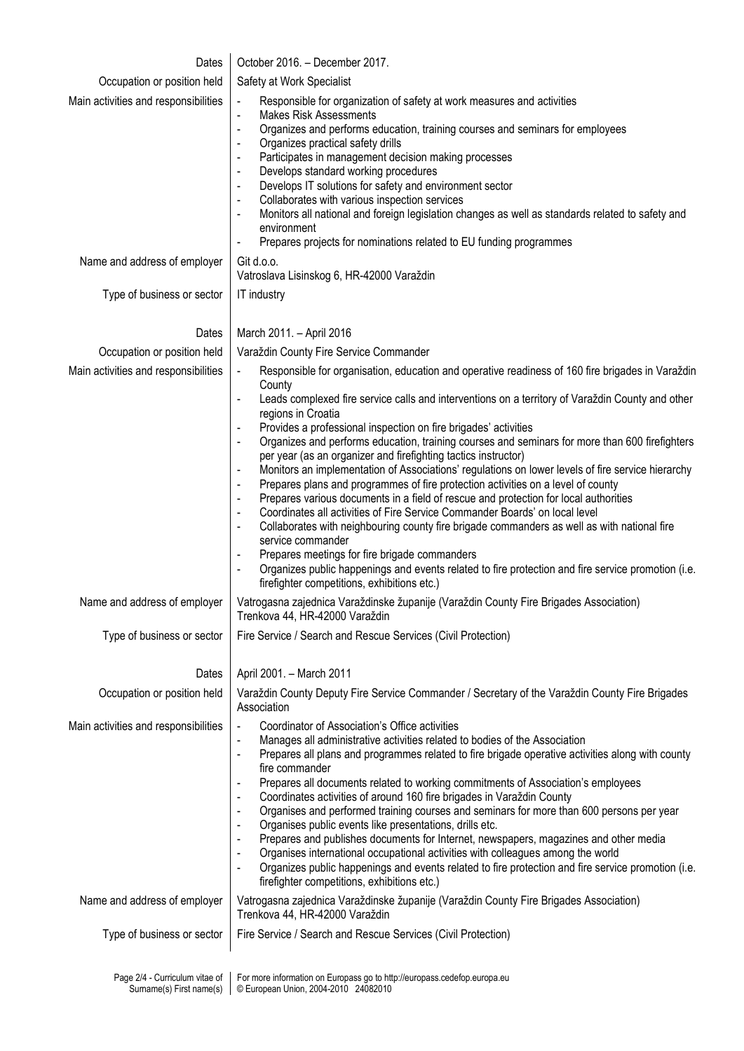| | |
|---|---|
| Dates | October 2016. – December 2017. |
| Occupation or position held | Safety at Work Specialist |
| Main activities and responsibilities | - Responsible for organization of safety at work measures and activities<br>- Makes Risk Assessments<br>- Organizes and performs education, training courses and seminars for employees<br>- Organizes practical safety drills<br>- Participates in management decision making processes<br>- Develops standard working procedures<br>- Develops IT solutions for safety and environment sector<br>- Collaborates with various inspection services<br>- Monitors all national and foreign legislation changes as well as standards related to safety and environment<br>- Prepares projects for nominations related to EU funding programmes |
| Name and address of employer | Git d.o.o.<br>Vatroslava Lisinskog 6, HR-42000 Varaždin |
| Type of business or sector | IT industry |
| | |
| Dates | March 2011. – April 2016 |
| Occupation or position held | Varaždin County Fire Service Commander |
| Main activities and responsibilities | - Responsible for organisation, education and operative readiness of 160 fire brigades in Varaždin County<br>- Leads complexed fire service calls and interventions on a territory of Varaždin County and other regions in Croatia<br>- Provides a professional inspection on fire brigades' activities<br>- Organizes and performs education, training courses and seminars for more than 600 firefighters per year (as an organizer and firefighting tactics instructor)<br>- Monitors an implementation of Associations' regulations on lower levels of fire service hierarchy<br>- Prepares plans and programmes of fire protection activities on a level of county<br>- Prepares various documents in a field of rescue and protection for local authorities<br>- Coordinates all activities of Fire Service Commander Boards' on local level<br>- Collaborates with neighbouring county fire brigade commanders as well as with national fire service commander<br>- Prepares meetings for fire brigade commanders<br>- Organizes public happenings and events related to fire protection and fire service promotion (i.e. firefighter competitions, exhibitions etc.) |
| Name and address of employer | Vatrogasna zajednica Varaždinske županije (Varaždin County Fire Brigades Association)<br>Trenkova 44, HR-42000 Varaždin |
| Type of business or sector | Fire Service / Search and Rescue Services (Civil Protection) |
| | |
| Dates | April 2001. – March 2011 |
| Occupation or position held | Varaždin County Deputy Fire Service Commander / Secretary of the Varaždin County Fire Brigades Association |
| Main activities and responsibilities | - Coordinator of Association's Office activities<br>- Manages all administrative activities related to bodies of the Association<br>- Prepares all plans and programmes related to fire brigade operative activities along with county fire commander<br>- Prepares all documents related to working commitments of Association's employees<br>- Coordinates activities of around 160 fire brigades in Varaždin County<br>- Organises and performed training courses and seminars for more than 600 persons per year<br>- Organises public events like presentations, drills etc.<br>- Prepares and publishes documents for Internet, newspapers, magazines and other media<br>- Organises international occupational activities with colleagues among the world<br>- Organizes public happenings and events related to fire protection and fire service promotion (i.e. firefighter competitions, exhibitions etc.) |
| Name and address of employer | Vatrogasna zajednica Varaždinske županije (Varaždin County Fire Brigades Association)<br>Trenkova 44, HR-42000 Varaždin |
| Type of business or sector | Fire Service / Search and Rescue Services (Civil Protection) |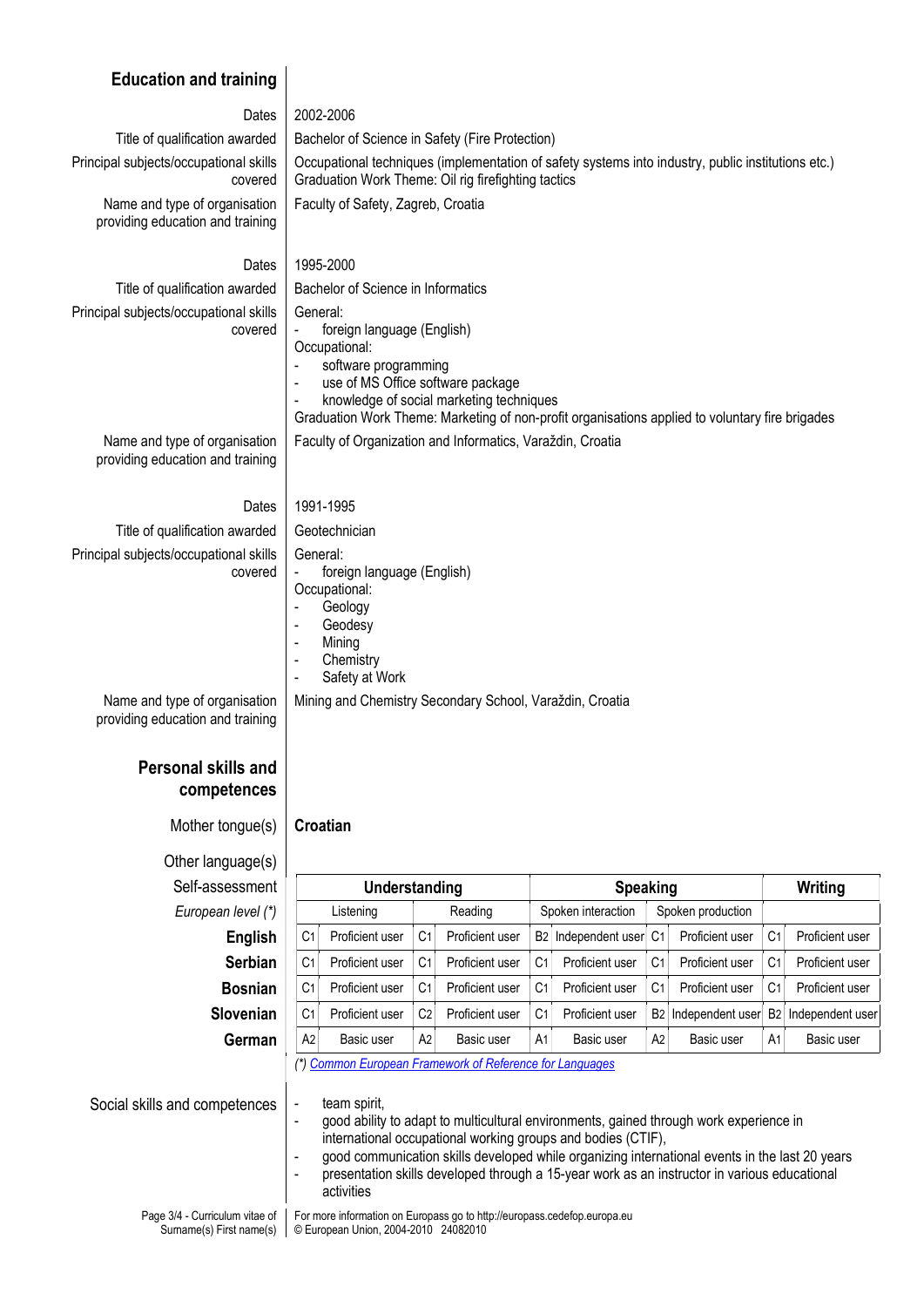## Education and training

**Dates:** 2002-2006

**Title of qualification awarded:** Bachelor of Science in Safety (Fire Protection)

**Principal subjects/occupational skills covered:** Occupational techniques (implementation of safety systems into industry, public institutions etc.)
Graduation Work Theme: Oil rig firefighting tactics

**Name and type of organisation providing education and training:** Faculty of Safety, Zagreb, Croatia

**Dates:** 1995-2000

**Title of qualification awarded:** Bachelor of Science in Informatics

**Principal subjects/occupational skills covered:**
General:
- foreign language (English)

Occupational:
- software programming
- use of MS Office software package
- knowledge of social marketing techniques

Graduation Work Theme: Marketing of non-profit organisations applied to voluntary fire brigades

**Name and type of organisation providing education and training:** Faculty of Organization and Informatics, Varaždin, Croatia

**Dates:** 1991-1995

**Title of qualification awarded:** Geotechnician

**Principal subjects/occupational skills covered:**
General:
- foreign language (English)

Occupational:
- Geology
- Geodesy
- Mining
- Chemistry
- Safety at Work

**Name and type of organisation providing education and training:** Mining and Chemistry Secondary School, Varaždin, Croatia

## Personal skills and competences

**Mother tongue(s):** **Croatian**

**Other language(s)**

| Self-assessment | Understanding | | | | Speaking | | | | Writing | |
|---|---|---|---|---|---|---|---|---|---|---|
| *European level (*)* | Listening | | Reading | | Spoken interaction | | Spoken production | | | |
| **English** | C1 | Proficient user | C1 | Proficient user | B2 | Independent user | C1 | Proficient user | C1 | Proficient user |
| **Serbian** | C1 | Proficient user | C1 | Proficient user | C1 | Proficient user | C1 | Proficient user | C1 | Proficient user |
| **Bosnian** | C1 | Proficient user | C1 | Proficient user | C1 | Proficient user | C1 | Proficient user | C1 | Proficient user |
| **Slovenian** | C1 | Proficient user | C2 | Proficient user | C1 | Proficient user | B2 | Independent user | B2 | Independent user |
| **German** | A2 | Basic user | A2 | Basic user | A1 | Basic user | A2 | Basic user | A1 | Basic user |

*(*) Common European Framework of Reference for Languages*

**Social skills and competences:**
- team spirit,
- good ability to adapt to multicultural environments, gained through work experience in international occupational working groups and bodies (CTIF),
- good communication skills developed while organizing international events in the last 20 years
- presentation skills developed through a 15-year work as an instructor in various educational activities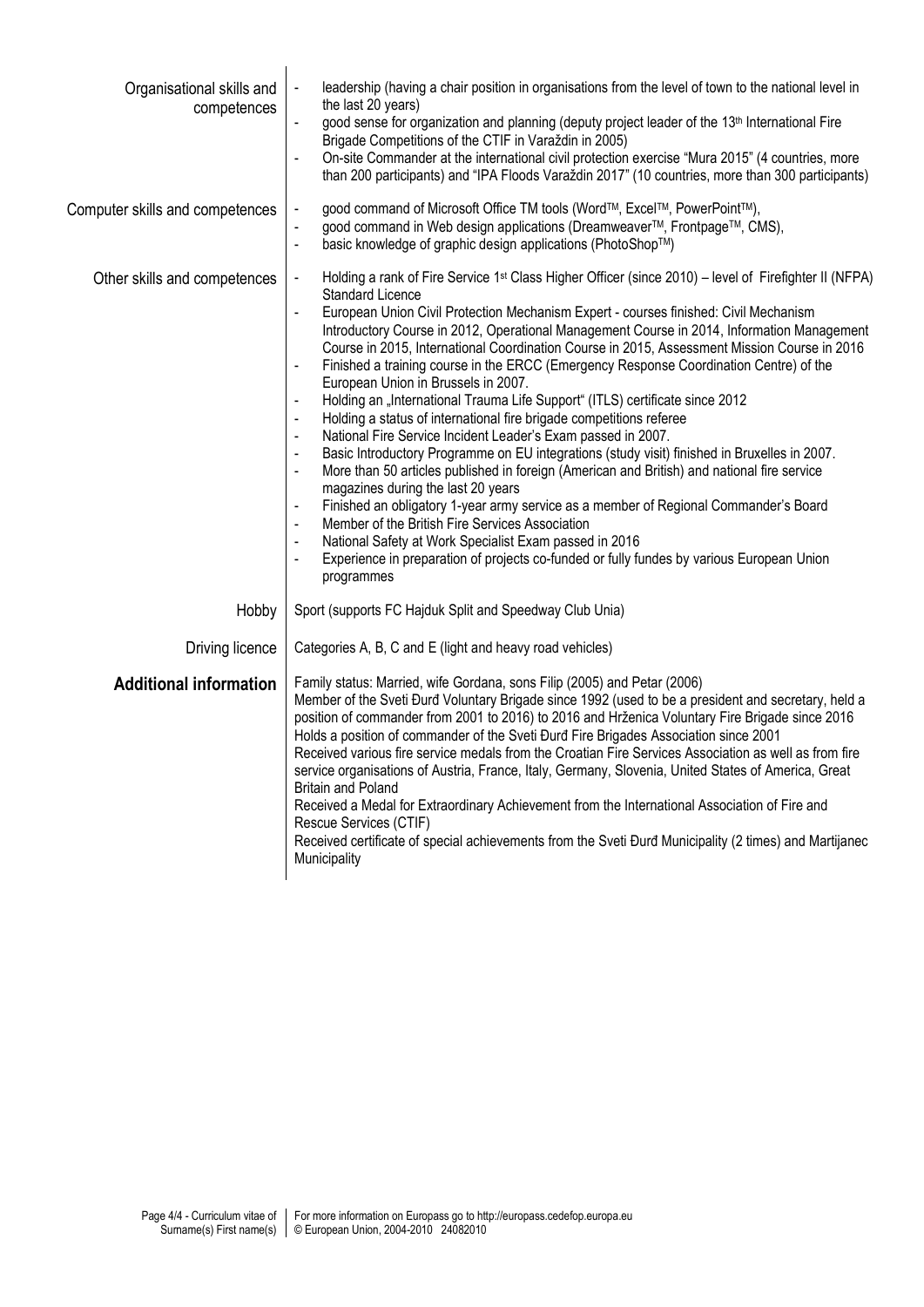**Organisational skills and competences**

- leadership (having a chair position in organisations from the level of town to the national level in the last 20 years)
- good sense for organization and planning (deputy project leader of the 13th International Fire Brigade Competitions of the CTIF in Varaždin in 2005)
- On-site Commander at the international civil protection exercise "Mura 2015" (4 countries, more than 200 participants) and "IPA Floods Varaždin 2017" (10 countries, more than 300 participants)

**Computer skills and competences**

- good command of Microsoft Office TM tools (Word™, Excel™, PowerPoint™),
- good command in Web design applications (Dreamweaver™, Frontpage™, CMS),
- basic knowledge of graphic design applications (PhotoShop™)

**Other skills and competences**

- Holding a rank of Fire Service 1st Class Higher Officer (since 2010) – level of Firefighter II (NFPA) Standard Licence
- European Union Civil Protection Mechanism Expert - courses finished: Civil Mechanism Introductory Course in 2012, Operational Management Course in 2014, Information Management Course in 2015, International Coordination Course in 2015, Assessment Mission Course in 2016
- Finished a training course in the ERCC (Emergency Response Coordination Centre) of the European Union in Brussels in 2007.
- Holding an „International Trauma Life Support" (ITLS) certificate since 2012
- Holding a status of international fire brigade competitions referee
- National Fire Service Incident Leader's Exam passed in 2007.
- Basic Introductory Programme on EU integrations (study visit) finished in Bruxelles in 2007.
- More than 50 articles published in foreign (American and British) and national fire service magazines during the last 20 years
- Finished an obligatory 1-year army service as a member of Regional Commander's Board
- Member of the British Fire Services Association
- National Safety at Work Specialist Exam passed in 2016
- Experience in preparation of projects co-funded or fully fundes by various European Union programmes

**Hobby**

Sport (supports FC Hajduk Split and Speedway Club Unia)

**Driving licence**

Categories A, B, C and E (light and heavy road vehicles)

## Additional information

Family status: Married, wife Gordana, sons Filip (2005) and Petar (2006)
Member of the Sveti Đurđ Voluntary Brigade since 1992 (used to be a president and secretary, held a position of commander from 2001 to 2016) to 2016 and Hrženica Voluntary Fire Brigade since 2016
Holds a position of commander of the Sveti Đurđ Fire Brigades Association since 2001
Received various fire service medals from the Croatian Fire Services Association as well as from fire service organisations of Austria, France, Italy, Germany, Slovenia, United States of America, Great Britain and Poland
Received a Medal for Extraordinary Achievement from the International Association of Fire and Rescue Services (CTIF)
Received certificate of special achievements from the Sveti Đurđ Municipality (2 times) and Martijanec Municipality